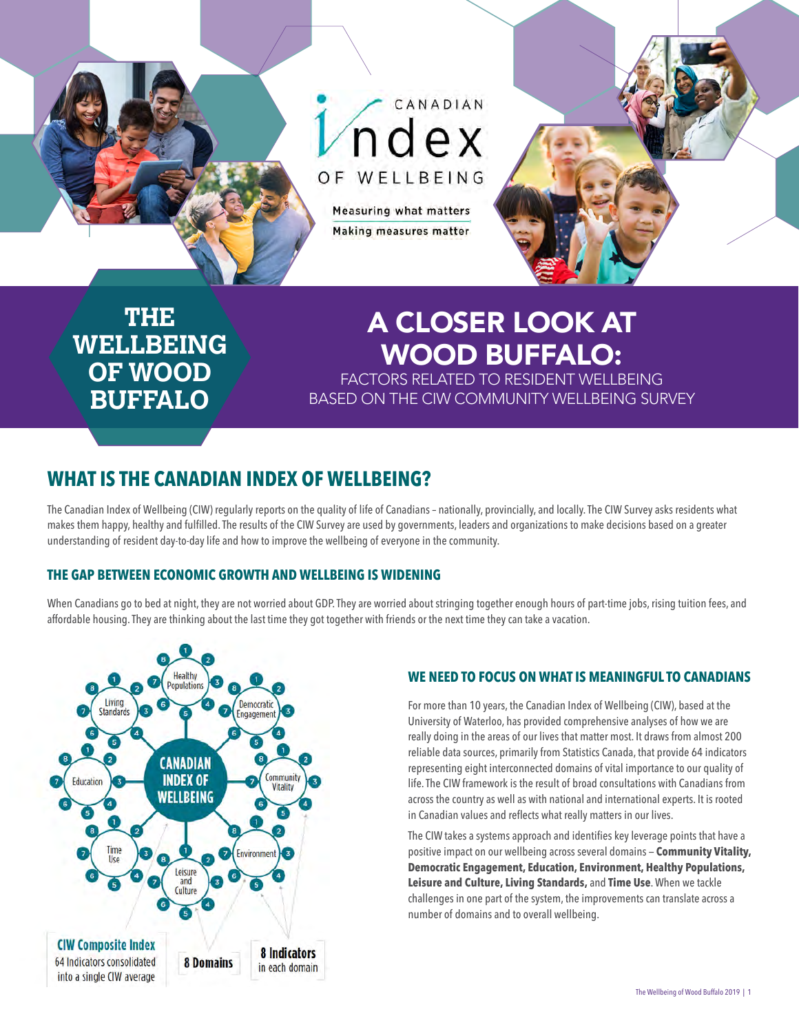CANADIAN

Index

OF WELLBEING

Measuring what matters

Making measures matter

# THE WELLBEING OF WOOD BUFFALO

# A CLOSER LOOK AT WOOD BUFFALO:

FACTORS RELATED TO RESIDENT WELLBEING BASED ON THE CIW COMMUNITY WELLBEING SURVEY

## WHAT IS THE CANADIAN INDEX OF WELLBEING?

The Canadian Index of Wellbeing (CIW) regularly reports on the quality of life of Canadians – nationally, provincially, and locally. The CIW Survey asks residents what makes them happy, healthy and fulfilled. The results of the CIW Survey are used by governments, leaders and organizations to make decisions based on a greater understanding of resident day-to-day life and how to improve the wellbeing of everyone in the community.

### THE GAP BETWEEN ECONOMIC GROWTH AND WELLBEING IS WIDENING

When Canadians go to bed at night, they are not worried about GDP. They are worried about stringing together enough hours of part-time jobs, rising tuition fees, and affordable housing. They are thinking about the last time they got together with friends or the next time they can take a vacation.

CANADIAN INDEX OF WELLBEING

Healthy Populations, Democratic Engagement, Community Vitality, Environment, Leisure and Culture, Time Use, Education, Living Standards

**CIW Composite Index**
64 Indicators consolidated into a single CIW average

**8 Domains**

**8 Indicators**
in each domain

### WE NEED TO FOCUS ON WHAT IS MEANINGFUL TO CANADIANS

For more than 10 years, the Canadian Index of Wellbeing (CIW), based at the University of Waterloo, has provided comprehensive analyses of how we are really doing in the areas of our lives that matter most. It draws from almost 200 reliable data sources, primarily from Statistics Canada, that provide 64 indicators representing eight interconnected domains of vital importance to our quality of life. The CIW framework is the result of broad consultations with Canadians from across the country as well as with national and international experts. It is rooted in Canadian values and reflects what really matters in our lives.

The CIW takes a systems approach and identifies key leverage points that have a positive impact on our wellbeing across several domains – **Community Vitality, Democratic Engagement, Education, Environment, Healthy Populations, Leisure and Culture, Living Standards,** and **Time Use**. When we tackle challenges in one part of the system, the improvements can translate across a number of domains and to overall wellbeing.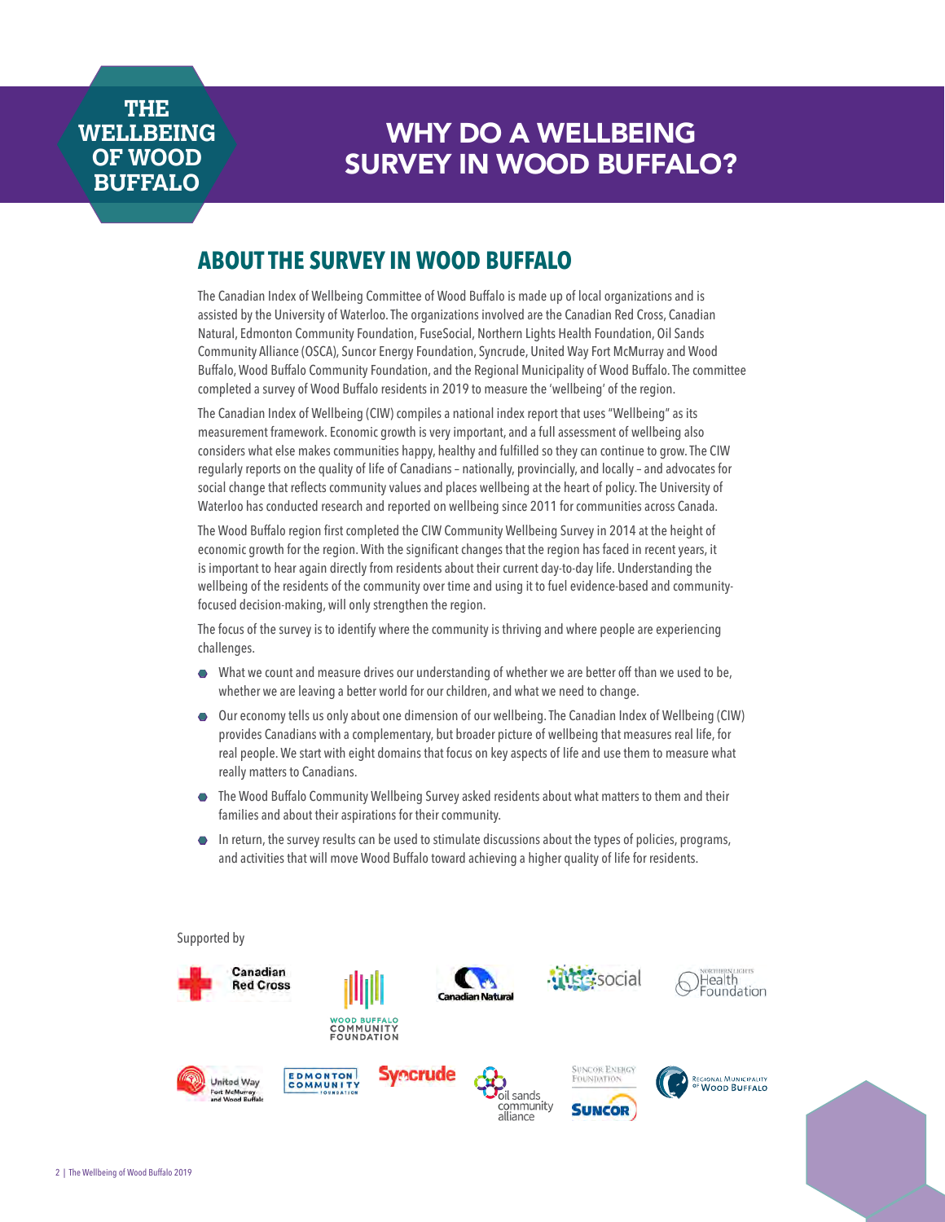THE WELLBEING OF WOOD BUFFALO

# WHY DO A WELLBEING SURVEY IN WOOD BUFFALO?

## ABOUT THE SURVEY IN WOOD BUFFALO

The Canadian Index of Wellbeing Committee of Wood Buffalo is made up of local organizations and is assisted by the University of Waterloo. The organizations involved are the Canadian Red Cross, Canadian Natural, Edmonton Community Foundation, FuseSocial, Northern Lights Health Foundation, Oil Sands Community Alliance (OSCA), Suncor Energy Foundation, Syncrude, United Way Fort McMurray and Wood Buffalo, Wood Buffalo Community Foundation, and the Regional Municipality of Wood Buffalo. The committee completed a survey of Wood Buffalo residents in 2019 to measure the 'wellbeing' of the region.

The Canadian Index of Wellbeing (CIW) compiles a national index report that uses "Wellbeing" as its measurement framework. Economic growth is very important, and a full assessment of wellbeing also considers what else makes communities happy, healthy and fulfilled so they can continue to grow. The CIW regularly reports on the quality of life of Canadians – nationally, provincially, and locally – and advocates for social change that reflects community values and places wellbeing at the heart of policy. The University of Waterloo has conducted research and reported on wellbeing since 2011 for communities across Canada.

The Wood Buffalo region first completed the CIW Community Wellbeing Survey in 2014 at the height of economic growth for the region. With the significant changes that the region has faced in recent years, it is important to hear again directly from residents about their current day-to-day life. Understanding the wellbeing of the residents of the community over time and using it to fuel evidence-based and community-focused decision-making, will only strengthen the region.

The focus of the survey is to identify where the community is thriving and where people are experiencing challenges.

- What we count and measure drives our understanding of whether we are better off than we used to be, whether we are leaving a better world for our children, and what we need to change.
- Our economy tells us only about one dimension of our wellbeing. The Canadian Index of Wellbeing (CIW) provides Canadians with a complementary, but broader picture of wellbeing that measures real life, for real people. We start with eight domains that focus on key aspects of life and use them to measure what really matters to Canadians.
- The Wood Buffalo Community Wellbeing Survey asked residents about what matters to them and their families and about their aspirations for their community.
- In return, the survey results can be used to stimulate discussions about the types of policies, programs, and activities that will move Wood Buffalo toward achieving a higher quality of life for residents.

Supported by

Canadian Red Cross · Wood Buffalo Community Foundation · Canadian Natural · fuse social · Northern Lights Health Foundation · United Way Fort McMurray and Wood Buffalo · Edmonton Community Foundation · Syncrude · oil sands community alliance · Suncor Energy Foundation / Suncor · Regional Municipality of Wood Buffalo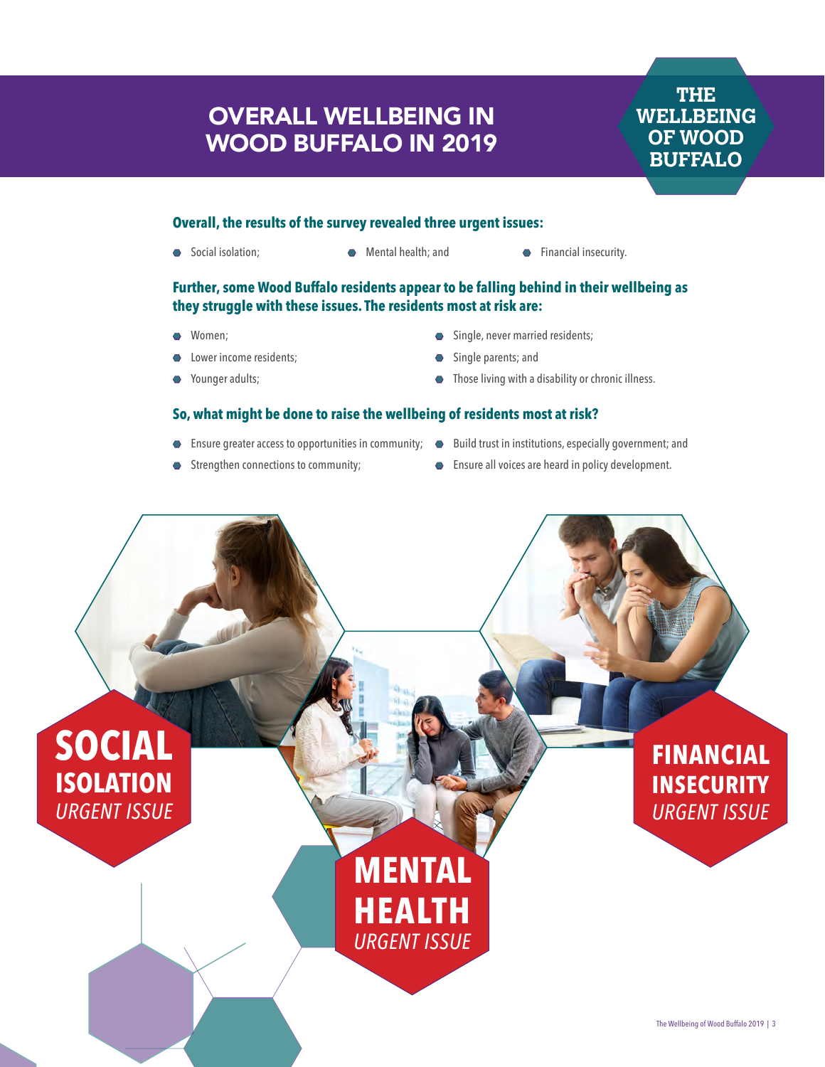# OVERALL WELLBEING IN WOOD BUFFALO IN 2019

THE WELLBEING OF WOOD BUFFALO

**Overall, the results of the survey revealed three urgent issues:**

- Social isolation;
- Mental health; and
- Financial insecurity.

**Further, some Wood Buffalo residents appear to be falling behind in their wellbeing as they struggle with these issues. The residents most at risk are:**

- Women;
- Lower income residents;
- Younger adults;
- Single, never married residents;
- Single parents; and
- Those living with a disability or chronic illness.

**So, what might be done to raise the wellbeing of residents most at risk?**

- Ensure greater access to opportunities in community;
- Strengthen connections to community;
- Build trust in institutions, especially government; and
- Ensure all voices are heard in policy development.

**SOCIAL ISOLATION**
*URGENT ISSUE*

**MENTAL HEALTH**
*URGENT ISSUE*

**FINANCIAL INSECURITY**
*URGENT ISSUE*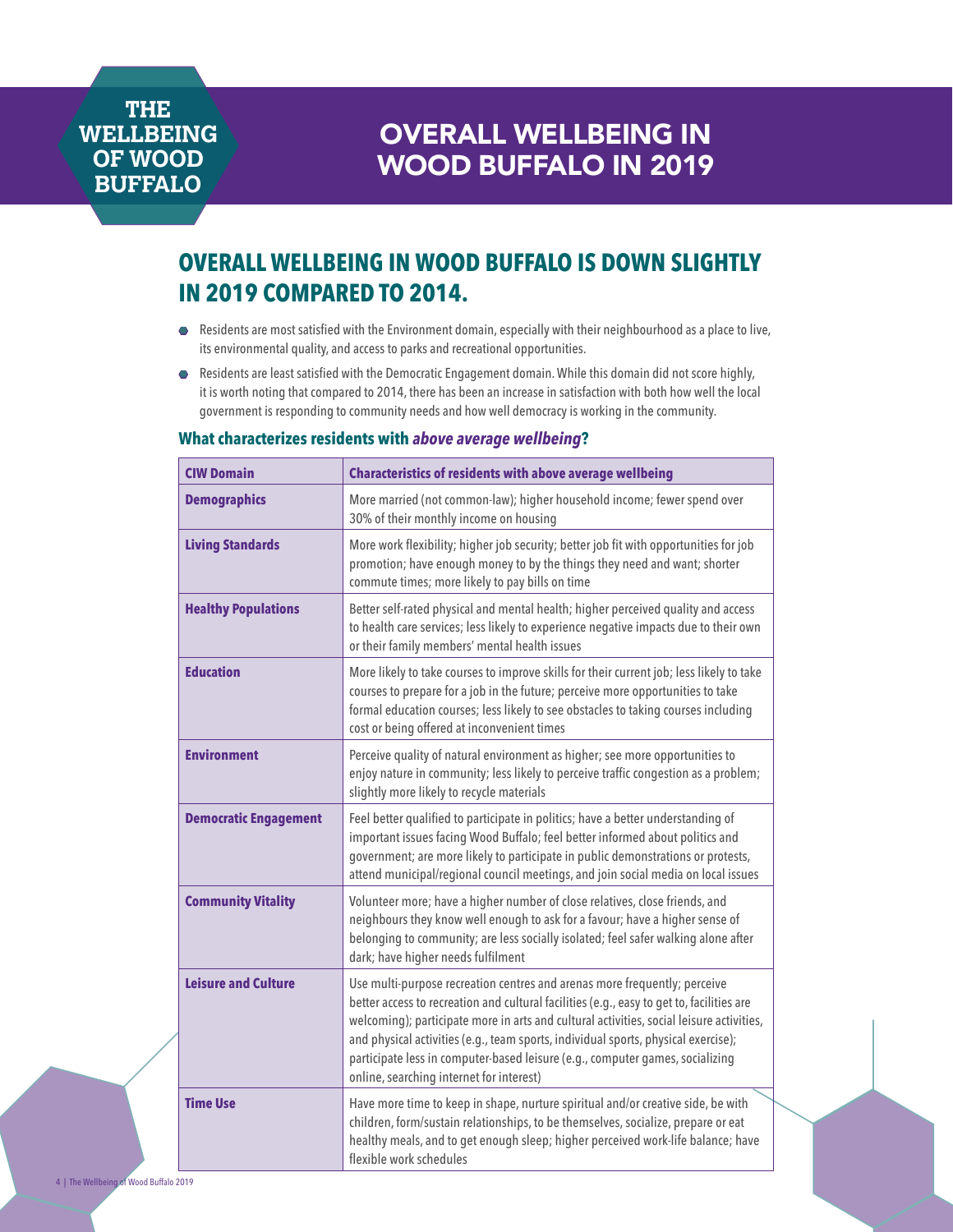THE WELLBEING OF WOOD BUFFALO

# OVERALL WELLBEING IN WOOD BUFFALO IN 2019

## OVERALL WELLBEING IN WOOD BUFFALO IS DOWN SLIGHTLY IN 2019 COMPARED TO 2014.

- Residents are most satisfied with the Environment domain, especially with their neighbourhood as a place to live, its environmental quality, and access to parks and recreational opportunities.
- Residents are least satisfied with the Democratic Engagement domain. While this domain did not score highly, it is worth noting that compared to 2014, there has been an increase in satisfaction with both how well the local government is responding to community needs and how well democracy is working in the community.

### What characterizes residents with *above average wellbeing*?

| CIW Domain | Characteristics of residents with above average wellbeing |
|---|---|
| **Demographics** | More married (not common-law); higher household income; fewer spend over 30% of their monthly income on housing |
| **Living Standards** | More work flexibility; higher job security; better job fit with opportunities for job promotion; have enough money to by the things they need and want; shorter commute times; more likely to pay bills on time |
| **Healthy Populations** | Better self-rated physical and mental health; higher perceived quality and access to health care services; less likely to experience negative impacts due to their own or their family members' mental health issues |
| **Education** | More likely to take courses to improve skills for their current job; less likely to take courses to prepare for a job in the future; perceive more opportunities to take formal education courses; less likely to see obstacles to taking courses including cost or being offered at inconvenient times |
| **Environment** | Perceive quality of natural environment as higher; see more opportunities to enjoy nature in community; less likely to perceive traffic congestion as a problem; slightly more likely to recycle materials |
| **Democratic Engagement** | Feel better qualified to participate in politics; have a better understanding of important issues facing Wood Buffalo; feel better informed about politics and government; are more likely to participate in public demonstrations or protests, attend municipal/regional council meetings, and join social media on local issues |
| **Community Vitality** | Volunteer more; have a higher number of close relatives, close friends, and neighbours they know well enough to ask for a favour; have a higher sense of belonging to community; are less socially isolated; feel safer walking alone after dark; have higher needs fulfilment |
| **Leisure and Culture** | Use multi-purpose recreation centres and arenas more frequently; perceive better access to recreation and cultural facilities (e.g., easy to get to, facilities are welcoming); participate more in arts and cultural activities, social leisure activities, and physical activities (e.g., team sports, individual sports, physical exercise); participate less in computer-based leisure (e.g., computer games, socializing online, searching internet for interest) |
| **Time Use** | Have more time to keep in shape, nurture spiritual and/or creative side, be with children, form/sustain relationships, to be themselves, socialize, prepare or eat healthy meals, and to get enough sleep; higher perceived work-life balance; have flexible work schedules |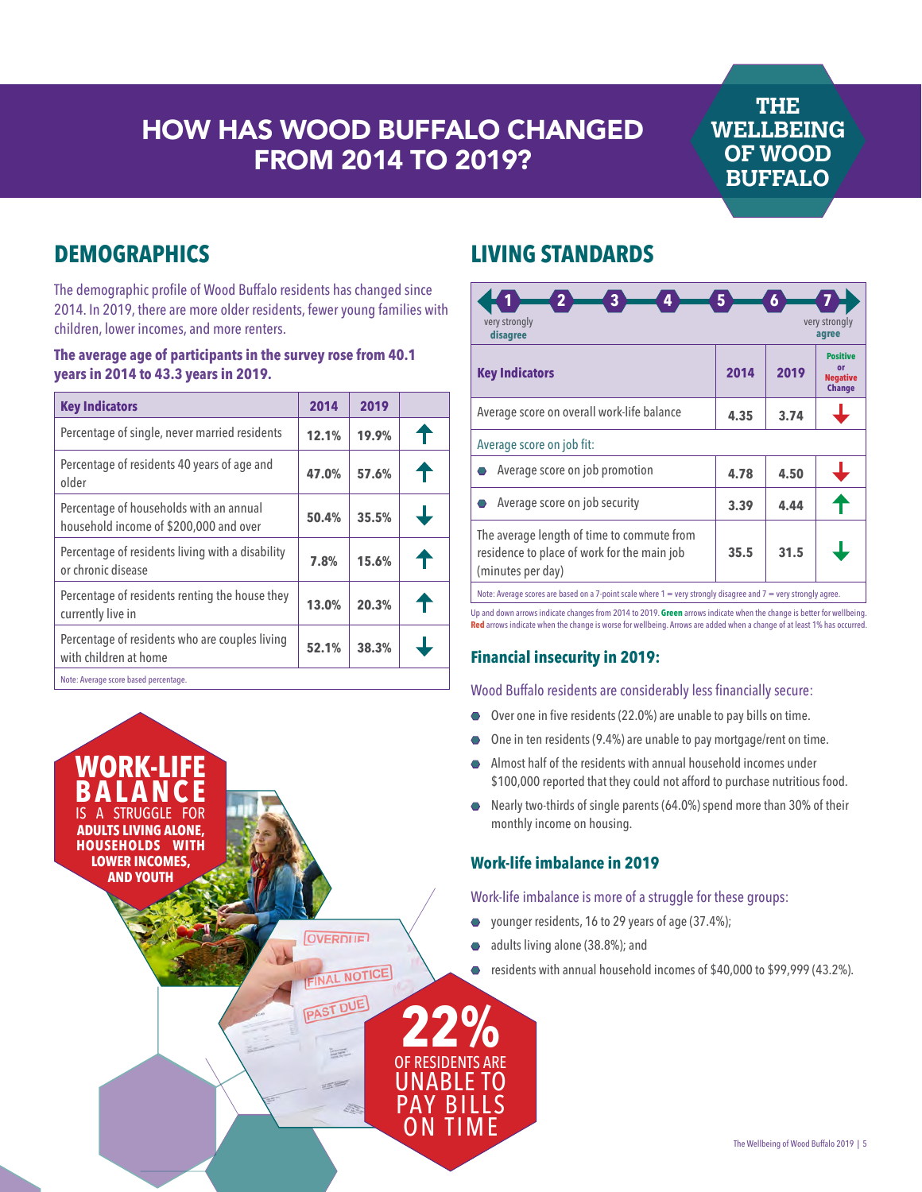# HOW HAS WOOD BUFFALO CHANGED FROM 2014 TO 2019?

THE WELLBEING OF WOOD BUFFALO

## DEMOGRAPHICS

The demographic profile of Wood Buffalo residents has changed since 2014. In 2019, there are more older residents, fewer young families with children, lower incomes, and more renters.

**The average age of participants in the survey rose from 40.1 years in 2014 to 43.3 years in 2019.**

| Key Indicators | 2014 | 2019 | |
|---|---|---|---|
| Percentage of single, never married residents | 12.1% | 19.9% | ↑ |
| Percentage of residents 40 years of age and older | 47.0% | 57.6% | ↑ |
| Percentage of households with an annual household income of $200,000 and over | 50.4% | 35.5% | ↓ |
| Percentage of residents living with a disability or chronic disease | 7.8% | 15.6% | ↑ |
| Percentage of residents renting the house they currently live in | 13.0% | 20.3% | ↑ |
| Percentage of residents who are couples living with children at home | 52.1% | 38.3% | ↓ |

Note: Average score based percentage.

**WORK-LIFE BALANCE** IS A STRUGGLE FOR **ADULTS LIVING ALONE, HOUSEHOLDS WITH LOWER INCOMES, AND YOUTH**

## LIVING STANDARDS

Scale: 1 2 3 4 5 6 7 — 1 = very strongly **disagree**; 7 = very strongly **agree**

| Key Indicators | 2014 | 2019 | Positive or Negative Change |
|---|---|---|---|
| Average score on overall work-life balance | 4.35 | 3.74 | ↓ (red) |
| Average score on job fit: | | | |
| • Average score on job promotion | 4.78 | 4.50 | ↓ (red) |
| • Average score on job security | 3.39 | 4.44 | ↑ (green) |
| The average length of time to commute from residence to place of work for the main job (minutes per day) | 35.5 | 31.5 | ↓ (green) |

Note: Average scores are based on a 7-point scale where 1 = very strongly disagree and 7 = very strongly agree.

Up and down arrows indicate changes from 2014 to 2019. **Green** arrows indicate when the change is better for wellbeing. **Red** arrows indicate when the change is worse for wellbeing. Arrows are added when a change of at least 1% has occurred.

### Financial insecurity in 2019:

Wood Buffalo residents are considerably less financially secure:

- Over one in five residents (22.0%) are unable to pay bills on time.
- One in ten residents (9.4%) are unable to pay mortgage/rent on time.
- Almost half of the residents with annual household incomes under $100,000 reported that they could not afford to purchase nutritious food.
- Nearly two-thirds of single parents (64.0%) spend more than 30% of their monthly income on housing.

### Work-life imbalance in 2019

Work-life imbalance is more of a struggle for these groups:

- younger residents, 16 to 29 years of age (37.4%);
- adults living alone (38.8%); and
- residents with annual household incomes of $40,000 to $99,999 (43.2%).

**22%** OF RESIDENTS ARE UNABLE TO PAY BILLS ON TIME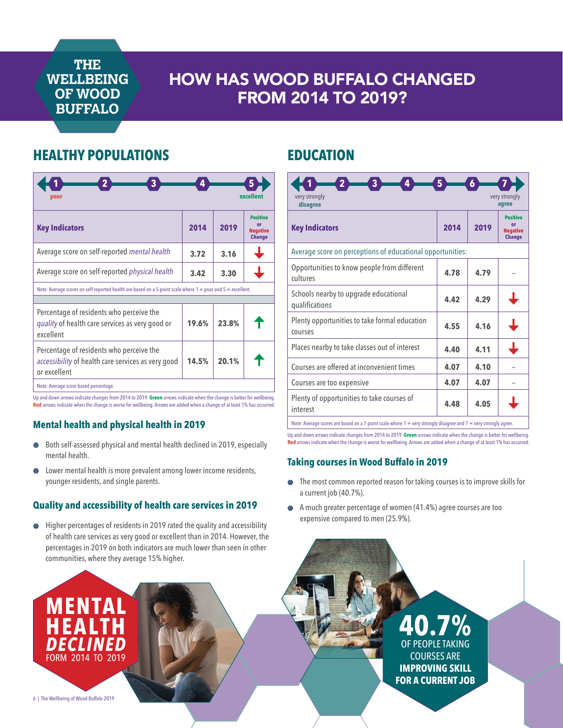# HOW HAS WOOD BUFFALO CHANGED FROM 2014 TO 2019?

## HEALTHY POPULATIONS

Scale: 1 (poor) – 2 – 3 – 4 – 5 (excellent)

| Key Indicators | 2014 | 2019 | Positive or Negative Change |
|---|---|---|---|
| Average score on self-reported *mental health* | 3.72 | 3.16 | ↓ (red) |
| Average score on self-reported *physical health* | 3.42 | 3.30 | ↓ (red) |
| Note: Average scores on self-reported health are based on a 5-point scale where 1 = poor and 5 = excellent. | | | |
| Percentage of residents who perceive the *quality* of health care services as very good or excellent | 19.6% | 23.8% | ↑ (green) |
| Percentage of residents who perceive the *accessibility* of health care services as very good or excellent | 14.5% | 20.1% | ↑ (green) |
| Note: Average score based percentage. | | | |

Up and down arrows indicate changes from 2014 to 2019. **Green** arrows indicate when the change is better for wellbeing. **Red** arrows indicate when the change is worse for wellbeing. Arrows are added when a change of at least 1% has occurred.

### Mental health and physical health in 2019

- Both self-assessed physical and mental health declined in 2019, especially mental health.
- Lower mental health is more prevalent among lower income residents, younger residents, and single parents.

### Quality and accessibility of health care services in 2019

- Higher percentages of residents in 2019 rated the quality and accessibility of health care services as very good or excellent than in 2014. However, the percentages in 2019 on both indicators are much lower than seen in other communities, where they average 15% higher.

**MENTAL HEALTH *DECLINED*** FORM 2014 TO 2019

## EDUCATION

Scale: 1 (very strongly disagree) – 2 – 3 – 4 – 5 – 6 – 7 (very strongly agree)

| Key Indicators | 2014 | 2019 | Positive or Negative Change |
|---|---|---|---|
| Average score on perceptions of educational opportunities: | | | |
| Opportunities to know people from different cultures | 4.78 | 4.79 | – |
| Schools nearby to upgrade educational qualifications | 4.42 | 4.29 | ↓ (red) |
| Plenty opportunities to take formal education courses | 4.55 | 4.16 | ↓ (red) |
| Places nearby to take classes out of interest | 4.40 | 4.11 | ↓ (red) |
| Courses are offered at inconvenient times | 4.07 | 4.10 | – |
| Courses are too expensive | 4.07 | 4.07 | – |
| Plenty of opportunities to take courses of interest | 4.48 | 4.05 | ↓ (red) |
| Note: Average scores are based on a 7-point scale where 1 = very strongly disagree and 7 = very strongly agree. | | | |

Up and down arrows indicate changes from 2014 to 2019. **Green** arrows indicate when the change is better for wellbeing. **Red** arrows indicate when the change is worse for wellbeing. Arrows are added when a change of at least 1% has occurred.

### Taking courses in Wood Buffalo in 2019

- The most common reported reason for taking courses is to improve skills for a current job (40.7%).
- A much greater percentage of women (41.4%) agree courses are too expensive compared to men (25.9%).

**40.7%** OF PEOPLE TAKING COURSES ARE **IMPROVING SKILL FOR A CURRENT JOB**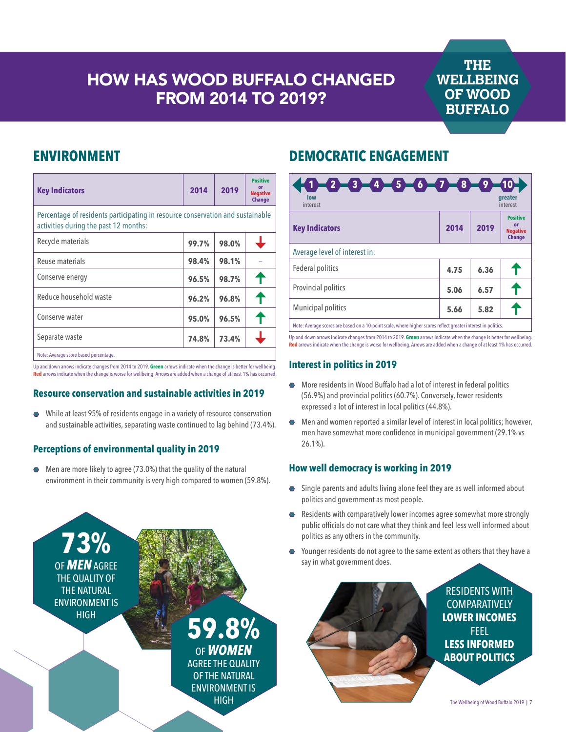# HOW HAS WOOD BUFFALO CHANGED FROM 2014 TO 2019?

THE WELLBEING OF WOOD BUFFALO

## ENVIRONMENT

| Key Indicators | 2014 | 2019 | Positive or Negative Change |
|---|---|---|---|
| Percentage of residents participating in resource conservation and sustainable activities during the past 12 months: | | | |
| Recycle materials | 99.7% | 98.0% | ↓ |
| Reuse materials | 98.4% | 98.1% | – |
| Conserve energy | 96.5% | 98.7% | ↑ |
| Reduce household waste | 96.2% | 96.8% | ↑ |
| Conserve water | 95.0% | 96.5% | ↑ |
| Separate waste | 74.8% | 73.4% | ↓ |

Note: Average score based percentage.

Up and down arrows indicate changes from 2014 to 2019. **Green** arrows indicate when the change is better for wellbeing. **Red** arrows indicate when the change is worse for wellbeing. Arrows are added when a change of at least 1% has occurred.

### Resource conservation and sustainable activities in 2019

- While at least 95% of residents engage in a variety of resource conservation and sustainable activities, separating waste continued to lag behind (73.4%).

### Perceptions of environmental quality in 2019

- Men are more likely to agree (73.0%) that the quality of the natural environment in their community is very high compared to women (59.8%).

**73%** OF ***MEN*** AGREE THE QUALITY OF THE NATURAL ENVIRONMENT IS HIGH

**59.8%** OF ***WOMEN*** AGREE THE QUALITY OF THE NATURAL ENVIRONMENT IS HIGH

## DEMOCRATIC ENGAGEMENT

Scale: 1 (low interest) – 2 – 3 – 4 – 5 – 6 – 7 – 8 – 9 – 10 (greater interest)

| Key Indicators | 2014 | 2019 | Positive or Negative Change |
|---|---|---|---|
| Average level of interest in: | | | |
| Federal politics | 4.75 | 6.36 | ↑ |
| Provincial politics | 5.06 | 6.57 | ↑ |
| Municipal politics | 5.66 | 5.82 | ↑ |

Note: Average scores are based on a 10-point scale, where higher scores reflect greater interest in politics.

Up and down arrows indicate changes from 2014 to 2019. **Green** arrows indicate when the change is better for wellbeing. **Red** arrows indicate when the change is worse for wellbeing. Arrows are added when a change of at least 1% has occurred.

### Interest in politics in 2019

- More residents in Wood Buffalo had a lot of interest in federal politics (56.9%) and provincial politics (60.7%). Conversely, fewer residents expressed a lot of interest in local politics (44.8%).
- Men and women reported a similar level of interest in local politics; however, men have somewhat more confidence in municipal government (29.1% vs 26.1%).

### How well democracy is working in 2019

- Single parents and adults living alone feel they are as well informed about politics and government as most people.
- Residents with comparatively lower incomes agree somewhat more strongly public officials do not care what they think and feel less well informed about politics as any others in the community.
- Younger residents do not agree to the same extent as others that they have a say in what government does.

RESIDENTS WITH COMPARATIVELY **LOWER INCOMES** FEEL **LESS INFORMED ABOUT POLITICS**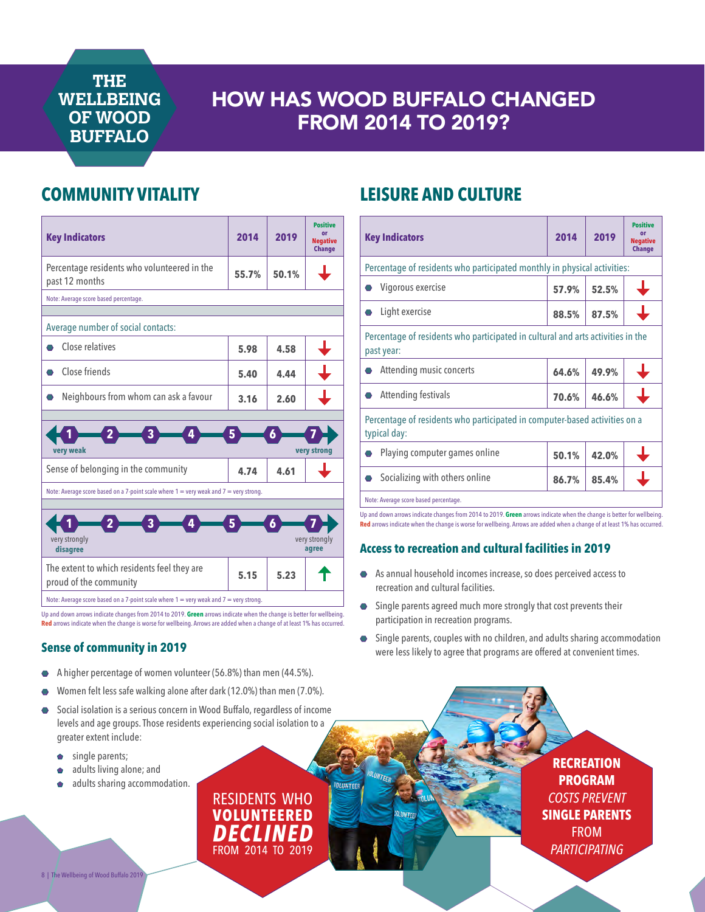# THE WELLBEING OF WOOD BUFFALO

# HOW HAS WOOD BUFFALO CHANGED FROM 2014 TO 2019?

## COMMUNITY VITALITY

| Key Indicators | 2014 | 2019 | Positive or Negative Change |
|---|---|---|---|
| Percentage residents who volunteered in the past 12 months | 55.7% | 50.1% | ↓ |
| Note: Average score based percentage. | | | |
| Average number of social contacts: | | | |
| • Close relatives | 5.98 | 4.58 | ↓ |
| • Close friends | 5.40 | 4.44 | ↓ |
| • Neighbours from whom can ask a favour | 3.16 | 2.60 | ↓ |
| Scale: 1 (very weak) – 7 (very strong) | | | |
| Sense of belonging in the community | 4.74 | 4.61 | ↓ |
| Note: Average score based on a 7-point scale where 1 = very weak and 7 = very strong. | | | |
| Scale: 1 (very strongly disagree) – 7 (very strongly agree) | | | |
| The extent to which residents feel they are proud of the community | 5.15 | 5.23 | ↑ |
| Note: Average score based on a 7-point scale where 1 = very weak and 7 = very strong. | | | |

Up and down arrows indicate changes from 2014 to 2019. **Green** arrows indicate when the change is better for wellbeing. **Red** arrows indicate when the change is worse for wellbeing. Arrows are added when a change of at least 1% has occurred.

### Sense of community in 2019

- A higher percentage of women volunteer (56.8%) than men (44.5%).
- Women felt less safe walking alone after dark (12.0%) than men (7.0%).
- Social isolation is a serious concern in Wood Buffalo, regardless of income levels and age groups. Those residents experiencing social isolation to a greater extent include:
  - single parents;
  - adults living alone; and
  - adults sharing accommodation.

RESIDENTS WHO **VOLUNTEERED** ***DECLINED*** FROM 2014 TO 2019

## LEISURE AND CULTURE

| Key Indicators | 2014 | 2019 | Positive or Negative Change |
|---|---|---|---|
| Percentage of residents who participated monthly in physical activities: | | | |
| • Vigorous exercise | 57.9% | 52.5% | ↓ |
| • Light exercise | 88.5% | 87.5% | ↓ |
| Percentage of residents who participated in cultural and arts activities in the past year: | | | |
| • Attending music concerts | 64.6% | 49.9% | ↓ |
| • Attending festivals | 70.6% | 46.6% | ↓ |
| Percentage of residents who participated in computer-based activities on a typical day: | | | |
| • Playing computer games online | 50.1% | 42.0% | ↓ |
| • Socializing with others online | 86.7% | 85.4% | ↓ |
| Note: Average score based percentage. | | | |

Up and down arrows indicate changes from 2014 to 2019. **Green** arrows indicate when the change is better for wellbeing. **Red** arrows indicate when the change is worse for wellbeing. Arrows are added when a change of at least 1% has occurred.

### Access to recreation and cultural facilities in 2019

- As annual household incomes increase, so does perceived access to recreation and cultural facilities.
- Single parents agreed much more strongly that cost prevents their participation in recreation programs.
- Single parents, couples with no children, and adults sharing accommodation were less likely to agree that programs are offered at convenient times.

**RECREATION PROGRAM** *COSTS PREVENT* **SINGLE PARENTS** FROM *PARTICIPATING*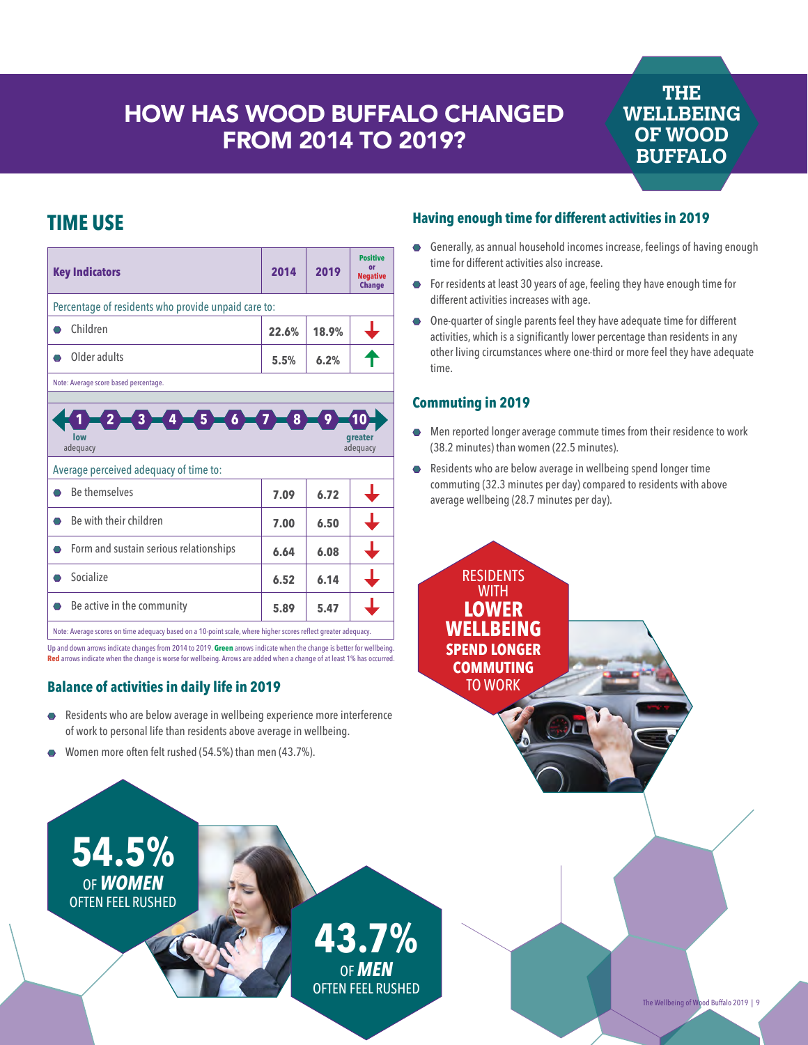# HOW HAS WOOD BUFFALO CHANGED FROM 2014 TO 2019?

**THE WELLBEING OF WOOD BUFFALO**

## TIME USE

| Key Indicators | 2014 | 2019 | Positive or Negative Change |
|---|---|---|---|
| Percentage of residents who provide unpaid care to: | | | |
| Children | 22.6% | 18.9% | ↓ |
| Older adults | 5.5% | 6.2% | ↑ |
| Note: Average score based percentage. | | | |
| 1 – 10 scale: 1 = low adequacy, 10 = greater adequacy | | | |
| Average perceived adequacy of time to: | | | |
| Be themselves | 7.09 | 6.72 | ↓ |
| Be with their children | 7.00 | 6.50 | ↓ |
| Form and sustain serious relationships | 6.64 | 6.08 | ↓ |
| Socialize | 6.52 | 6.14 | ↓ |
| Be active in the community | 5.89 | 5.47 | ↓ |
| Note: Average scores on time adequacy based on a 10-point scale, where higher scores reflect greater adequacy. | | | |

Up and down arrows indicate changes from 2014 to 2019. **Green** arrows indicate when the change is better for wellbeing. **Red** arrows indicate when the change is worse for wellbeing. Arrows are added when a change of at least 1% has occurred.

### Balance of activities in daily life in 2019

- Residents who are below average in wellbeing experience more interference of work to personal life than residents above average in wellbeing.
- Women more often felt rushed (54.5%) than men (43.7%).

**54.5%** OF ***WOMEN*** OFTEN FEEL RUSHED

**43.7%** OF ***MEN*** OFTEN FEEL RUSHED

### Having enough time for different activities in 2019

- Generally, as annual household incomes increase, feelings of having enough time for different activities also increase.
- For residents at least 30 years of age, feeling they have enough time for different activities increases with age.
- One-quarter of single parents feel they have adequate time for different activities, which is a significantly lower percentage than residents in any other living circumstances where one-third or more feel they have adequate time.

### Commuting in 2019

- Men reported longer average commute times from their residence to work (38.2 minutes) than women (22.5 minutes).
- Residents who are below average in wellbeing spend longer time commuting (32.3 minutes per day) compared to residents with above average wellbeing (28.7 minutes per day).

RESIDENTS WITH **LOWER WELLBEING SPEND LONGER COMMUTING** TO WORK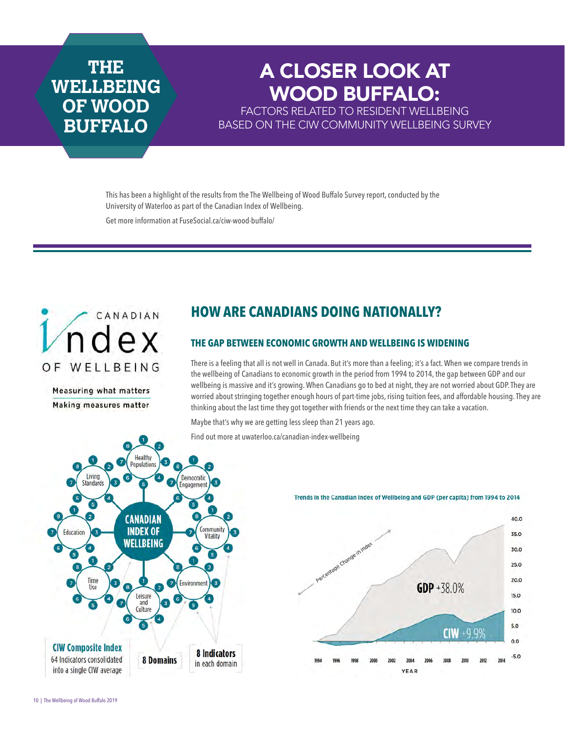# THE WELLBEING OF WOOD BUFFALO

# A CLOSER LOOK AT WOOD BUFFALO:

FACTORS RELATED TO RESIDENT WELLBEING BASED ON THE CIW COMMUNITY WELLBEING SURVEY

This has been a highlight of the results from the The Wellbeing of Wood Buffalo Survey report, conducted by the University of Waterloo as part of the Canadian Index of Wellbeing.

Get more information at FuseSocial.ca/ciw-wood-buffalo/

CANADIAN Index OF WELLBEING

Measuring what matters

Making measures matter

## HOW ARE CANADIANS DOING NATIONALLY?

### THE GAP BETWEEN ECONOMIC GROWTH AND WELLBEING IS WIDENING

There is a feeling that all is not well in Canada. But it's more than a feeling; it's a fact. When we compare trends in the wellbeing of Canadians to economic growth in the period from 1994 to 2014, the gap between GDP and our wellbeing is massive and it's growing. When Canadians go to bed at night, they are not worried about GDP. They are worried about stringing together enough hours of part-time jobs, rising tuition fees, and affordable housing. They are thinking about the last time they got together with friends or the next time they can take a vacation.

Maybe that's why we are getting less sleep than 21 years ago.

Find out more at uwaterloo.ca/canadian-index-wellbeing

CANADIAN INDEX OF WELLBEING

Living Standards, Healthy Populations, Democratic Engagement, Community Vitality, Environment, Leisure and Culture, Time Use, Education

**CIW Composite Index**
64 Indicators consolidated into a single CIW average

**8 Domains**

**8 Indicators**
in each domain

Trends in the Canadian Index of Wellbeing and GDP (per capita) from 1994 to 2014

Percentage Change in Index

GDP +38.0%

CIW +9.9%

40.0
35.0
30.0
25.0
20.0
15.0
10.0
5.0
0.0
-5.0

1994 1996 1998 2000 2002 2004 2006 2008 2010 2012 2014

YEAR